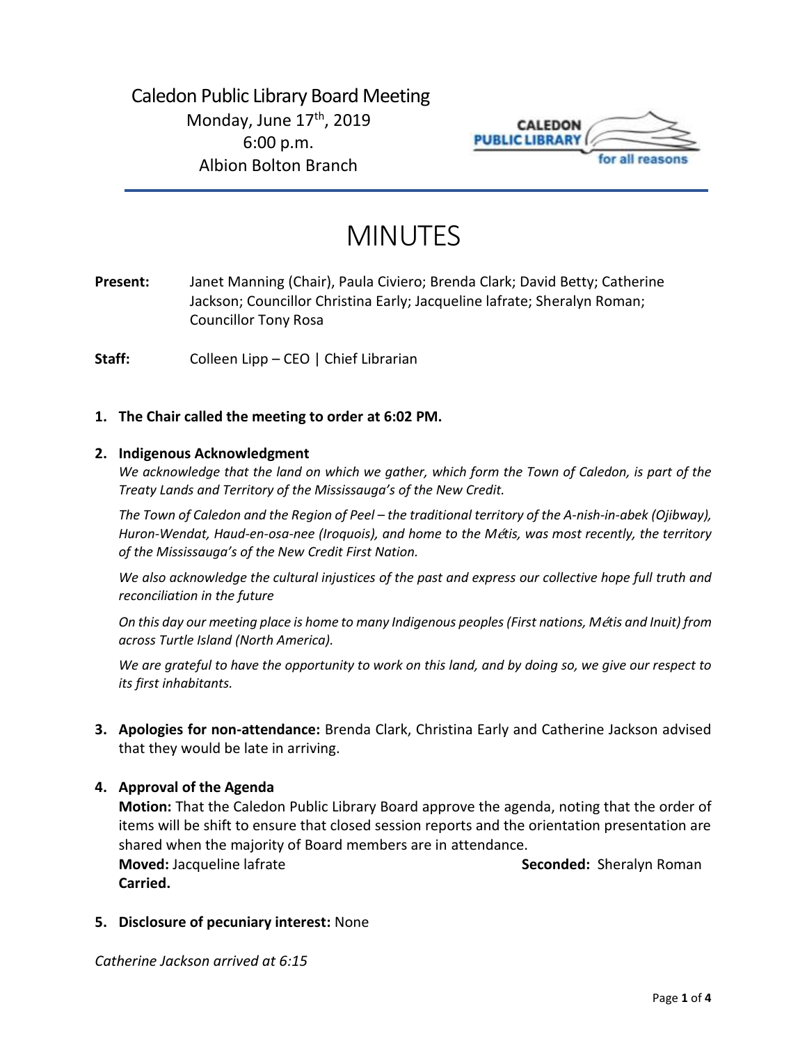# Caledon Public Library Board Meeting

Monday, June 17th, 2019
6:00 p.m.
Albion Bolton Branch

# MINUTES

**Present:** Janet Manning (Chair), Paula Civiero; Brenda Clark; David Betty; Catherine Jackson; Councillor Christina Early; Jacqueline Iafrate; Sheralyn Roman; Councillor Tony Rosa

**Staff:** Colleen Lipp – CEO | Chief Librarian

1. **The Chair called the meeting to order at 6:02 PM.**

2. **Indigenous Acknowledgment**

   *We acknowledge that the land on which we gather, which form the Town of Caledon, is part of the Treaty Lands and Territory of the Mississauga's of the New Credit.*

   *The Town of Caledon and the Region of Peel – the traditional territory of the A-nish-in-abek (Ojibway), Huron-Wendat, Haud-en-osa-nee (Iroquois), and home to the Métis, was most recently, the territory of the Mississauga's of the New Credit First Nation.*

   *We also acknowledge the cultural injustices of the past and express our collective hope full truth and reconciliation in the future*

   *On this day our meeting place is home to many Indigenous peoples (First nations, Métis and Inuit) from across Turtle Island (North America).*

   *We are grateful to have the opportunity to work on this land, and by doing so, we give our respect to its first inhabitants.*

3. **Apologies for non-attendance:** Brenda Clark, Christina Early and Catherine Jackson advised that they would be late in arriving.

4. **Approval of the Agenda**

   **Motion:** That the Caledon Public Library Board approve the agenda, noting that the order of items will be shift to ensure that closed session reports and the orientation presentation are shared when the majority of Board members are in attendance.

   **Moved:** Jacqueline Iafrate **Seconded:** Sheralyn Roman

   **Carried.**

5. **Disclosure of pecuniary interest:** None

*Catherine Jackson arrived at 6:15*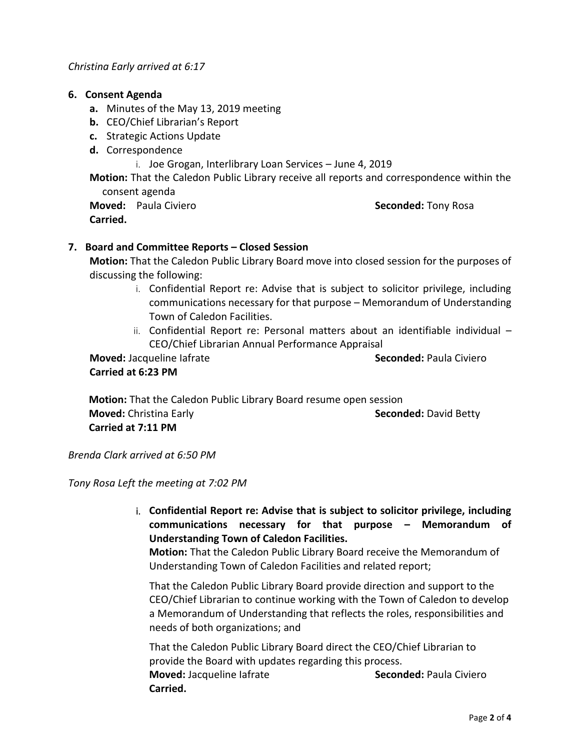*Christina Early arrived at 6:17*

**6. Consent Agenda**

- **a.** Minutes of the May 13, 2019 meeting
- **b.** CEO/Chief Librarian's Report
- **c.** Strategic Actions Update
- **d.** Correspondence
  - i. Joe Grogan, Interlibrary Loan Services – June 4, 2019

**Motion:** That the Caledon Public Library receive all reports and correspondence within the consent agenda

**Moved:** Paula Civiero **Seconded:** Tony Rosa

**Carried.**

**7. Board and Committee Reports – Closed Session**

**Motion:** That the Caledon Public Library Board move into closed session for the purposes of discussing the following:

- i. Confidential Report re: Advise that is subject to solicitor privilege, including communications necessary for that purpose – Memorandum of Understanding Town of Caledon Facilities.
- ii. Confidential Report re: Personal matters about an identifiable individual – CEO/Chief Librarian Annual Performance Appraisal

**Moved:** Jacqueline Iafrate **Seconded:** Paula Civiero

**Carried at 6:23 PM**

**Motion:** That the Caledon Public Library Board resume open session

**Moved:** Christina Early **Seconded:** David Betty

**Carried at 7:11 PM**

*Brenda Clark arrived at 6:50 PM*

*Tony Rosa Left the meeting at 7:02 PM*

i. **Confidential Report re: Advise that is subject to solicitor privilege, including communications necessary for that purpose – Memorandum of Understanding Town of Caledon Facilities.**

**Motion:** That the Caledon Public Library Board receive the Memorandum of Understanding Town of Caledon Facilities and related report;

That the Caledon Public Library Board provide direction and support to the CEO/Chief Librarian to continue working with the Town of Caledon to develop a Memorandum of Understanding that reflects the roles, responsibilities and needs of both organizations; and

That the Caledon Public Library Board direct the CEO/Chief Librarian to provide the Board with updates regarding this process.

**Moved:** Jacqueline Iafrate **Seconded:** Paula Civiero

**Carried.**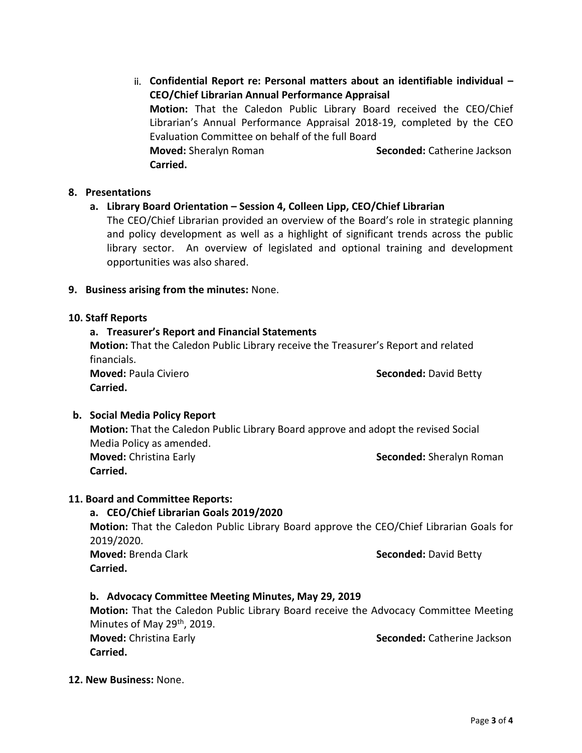ii. **Confidential Report re: Personal matters about an identifiable individual – CEO/Chief Librarian Annual Performance Appraisal**

**Motion:** That the Caledon Public Library Board received the CEO/Chief Librarian's Annual Performance Appraisal 2018-19, completed by the CEO Evaluation Committee on behalf of the full Board

**Moved:** Sheralyn Roman **Seconded:** Catherine Jackson

**Carried.**

**8. Presentations**

**a. Library Board Orientation – Session 4, Colleen Lipp, CEO/Chief Librarian**

The CEO/Chief Librarian provided an overview of the Board's role in strategic planning and policy development as well as a highlight of significant trends across the public library sector. An overview of legislated and optional training and development opportunities was also shared.

**9. Business arising from the minutes:** None.

**10. Staff Reports**

**a. Treasurer's Report and Financial Statements**

**Motion:** That the Caledon Public Library receive the Treasurer's Report and related financials.

**Moved:** Paula Civiero **Seconded:** David Betty

**Carried.**

**b. Social Media Policy Report**

**Motion:** That the Caledon Public Library Board approve and adopt the revised Social Media Policy as amended.

**Moved:** Christina Early **Seconded:** Sheralyn Roman

**Carried.**

**11. Board and Committee Reports:**

**a. CEO/Chief Librarian Goals 2019/2020**

**Motion:** That the Caledon Public Library Board approve the CEO/Chief Librarian Goals for 2019/2020.

**Moved:** Brenda Clark **Seconded:** David Betty

**Carried.**

**b. Advocacy Committee Meeting Minutes, May 29, 2019**

**Motion:** That the Caledon Public Library Board receive the Advocacy Committee Meeting Minutes of May 29th, 2019.

**Moved:** Christina Early **Seconded:** Catherine Jackson

**Carried.**

**12. New Business:** None.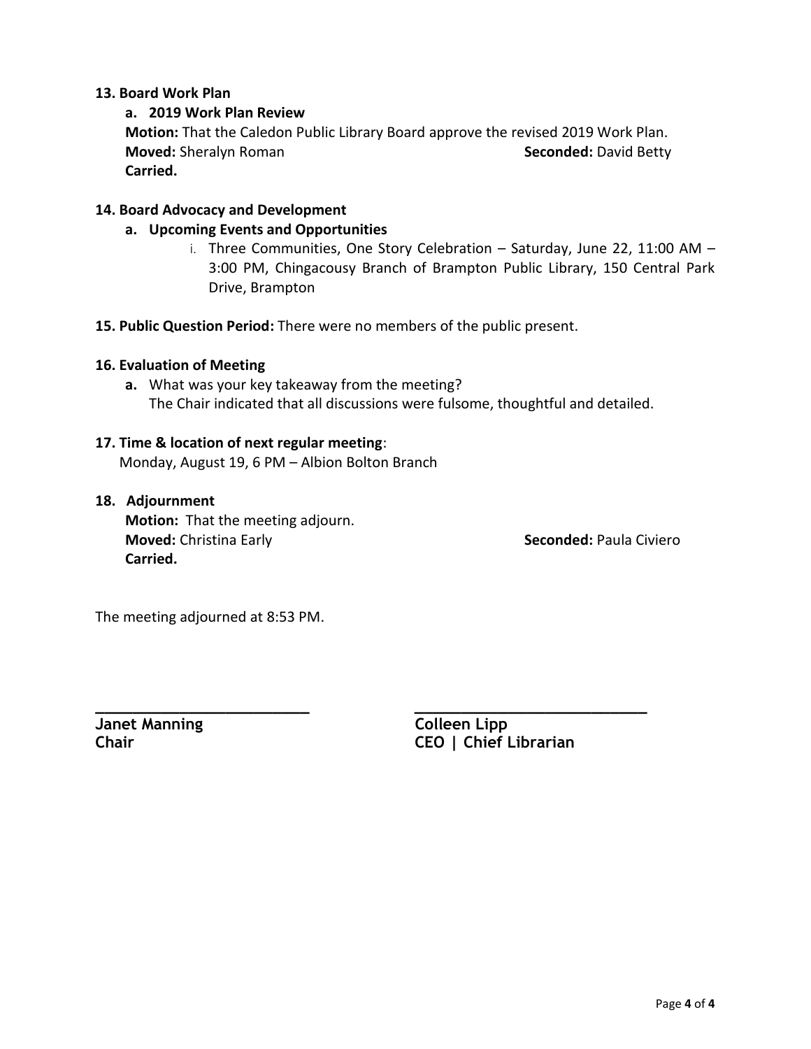**13. Board Work Plan**

**a. 2019 Work Plan Review**

**Motion:** That the Caledon Public Library Board approve the revised 2019 Work Plan.
**Moved:** Sheralyn Roman **Seconded:** David Betty
**Carried.**

**14. Board Advocacy and Development**

**a. Upcoming Events and Opportunities**

i. Three Communities, One Story Celebration – Saturday, June 22, 11:00 AM – 3:00 PM, Chingacousy Branch of Brampton Public Library, 150 Central Park Drive, Brampton

**15. Public Question Period:** There were no members of the public present.

**16. Evaluation of Meeting**

**a.** What was your key takeaway from the meeting?
The Chair indicated that all discussions were fulsome, thoughtful and detailed.

**17. Time & location of next regular meeting**:
Monday, August 19, 6 PM – Albion Bolton Branch

**18. Adjournment**

**Motion:** That the meeting adjourn.
**Moved:** Christina Early **Seconded:** Paula Civiero
**Carried.**

The meeting adjourned at 8:53 PM.

**Janet Manning**
**Chair**

**Colleen Lipp**
**CEO | Chief Librarian**